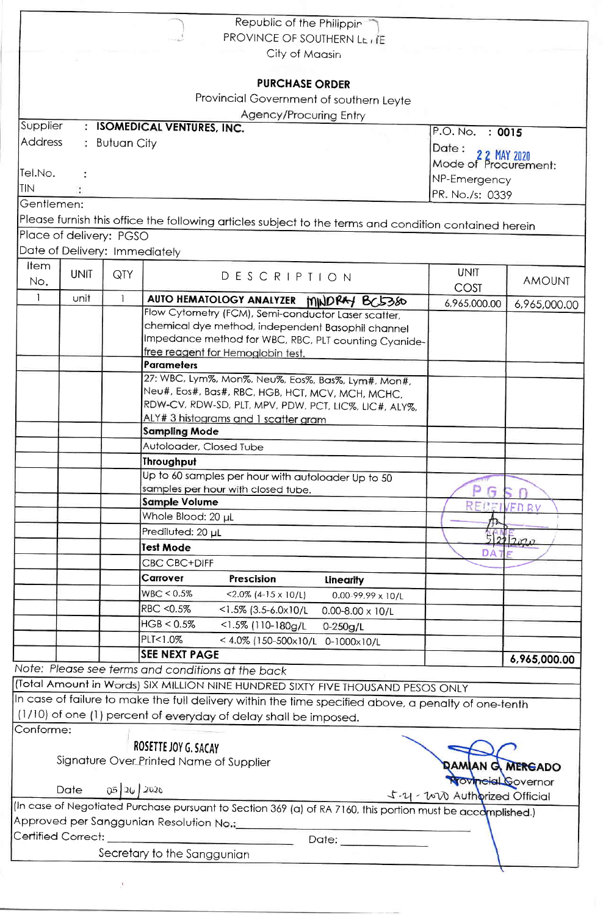Republic of the Philippines
PROVINCE OF SOUTHERN LEYTE
City of Maasin

# PURCHASE ORDER

Provincial Government of southern Leyte
Agency/Procuring Entry

| | |
|---|---|
| Supplier : **ISOMEDICAL VENTURES, INC.** | P.O. No. : **0015** |
| Address : Butuan City | Date : 22 MAY 2020 |
| Tel.No. : | Mode of Procurement: NP-Emergency |
| TIN : | PR. No./s: 0339 |

Gentlemen:

Please furnish this office the following articles subject to the terms and condition contained herein

Place of delivery: PGSO

Date of Delivery: Immediately

| Item No. | UNIT | QTY | DESCRIPTION | UNIT COST | AMOUNT |
|---|---|---|---|---|---|
| 1 | unit | 1 | **AUTO HEMATOLOGY ANALYZER** MINDRAY BC5380 | 6,965,000.00 | 6,965,000.00 |
| | | | Flow Cytometry (FCM), Semi-conductor Laser scatter, chemical dye method, independent Basophil channel Impedance method for WBC, RBC, PLT counting Cyanide-free reagent for Hemoglobin test. | | |
| | | | **Parameters** | | |
| | | | 27: WBC, Lym%, Mon%, Neu%, Eos%, Bas%, Lym#, Mon#, Neu#, Eos#, Bas#, RBC, HGB, HCT, MCV, MCH, MCHC, RDW-CV, RDW-SD, PLT, MPV, PDW, PCT, LIC%, LIC#, ALY%, ALY# 3 histograms and 1 scatter gram | | |
| | | | **Sampling Mode** | | |
| | | | Autoloader, Closed Tube | | |
| | | | **Throughput** | | |
| | | | Up to 60 samples per hour with autoloader Up to 50 samples per hour with closed tube. | | |
| | | | **Sample Volume** | | |
| | | | Whole Blood: 20 µL | | |
| | | | Prediluted: 20 µL | | |
| | | | **Test Mode** | | |
| | | | CBC CBC+DIFF | | |
| | | | **Carrover** — **Prescision** — **Linearity** | | |
| | | | WBC < 0.5% — <2.0% (4-15 x 10/L) — 0.00-99.99 x 10/L | | |
| | | | RBC <0.5% — <1.5% (3.5-6.0x10/L — 0.00-8.00 x 10/L | | |
| | | | HGB < 0.5% — <1.5% (110-180g/L — 0-250g/L | | |
| | | | PLT<1.0% — < 4.0% (150-500x10/L — 0-1000x10/L | | |
| | | | **SEE NEXT PAGE** | | **6,965,000.00** |

PGSO RECEIVED BY: 5/22/2020 DATE

*Note: Please see terms and conditions at the back*

(Total Amount in Words) SIX MILLION NINE HUNDRED SIXTY FIVE THOUSAND PESOS ONLY

In case of failure to make the full delivery within the time specified above, a penalty of one-tenth (1/10) of one (1) percent of everyday of delay shall be imposed.

Conforme:

ROSETTE JOY G. SACAY
Signature Over Printed Name of Supplier

Date 05/26/2020

**DAMIAN G. MERCADO**
Provincial Governor
5-21-2020 Authorized Official

(In case of Negotiated Purchase pursuant to Section 369 (a) of RA 7160, this portion must be accomplished.)

Approved per Sanggunian Resolution No.:\_\_\_\_\_\_\_\_\_\_\_\_\_\_\_\_

Certified Correct: \_\_\_\_\_\_\_\_\_\_\_\_\_\_\_\_ Date: \_\_\_\_\_\_\_\_

Secretary to the Sanggunian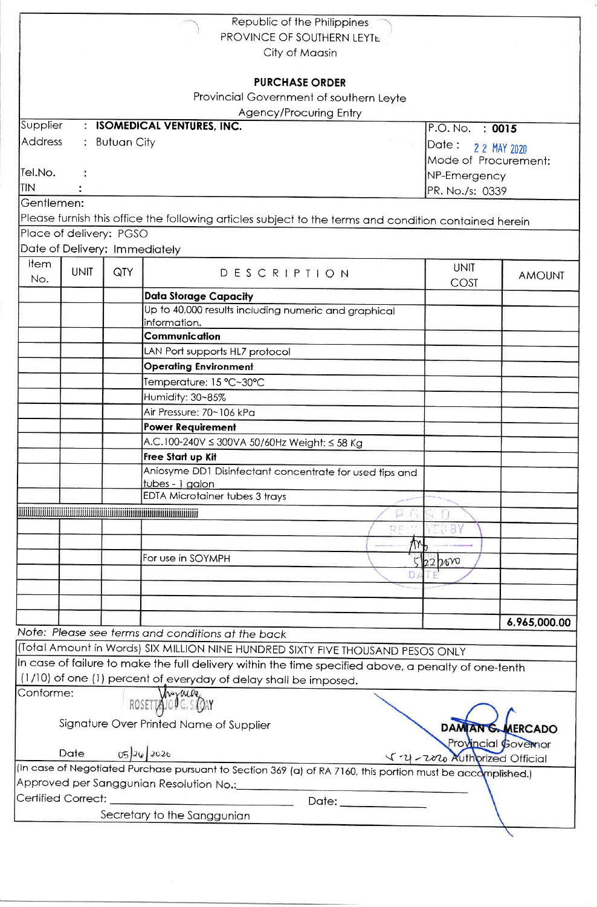Republic of the Philippines
PROVINCE OF SOUTHERN LEYTE
City of Maasin

**PURCHASE ORDER**

Provincial Government of southern Leyte
Agency/Procuring Entry

| | |
|---|---|
| Supplier : **ISOMEDICAL VENTURES, INC.** | P.O. No. : **0015** |
| Address : Butuan City | Date : 22 MAY 2020 |
| | Mode of Procurement: |
| Tel.No. : | NP-Emergency |
| TIN : | PR. No./s: 0339 |

Gentlemen:

Please furnish this office the following articles subject to the terms and condition contained herein

Place of delivery: PGSO

Date of Delivery: Immediately

| Item No. | UNIT | QTY | DESCRIPTION | UNIT COST | AMOUNT |
|---|---|---|---|---|---|
| | | | **Data Storage Capacity** | | |
| | | | Up to 40,000 results including numeric and graphical information. | | |
| | | | **Communication** | | |
| | | | LAN Port supports HL7 protocol | | |
| | | | **Operating Environment** | | |
| | | | Temperature: 15 °C~30°C | | |
| | | | Humidity: 30~85% | | |
| | | | Air Pressure: 70~106 kPa | | |
| | | | **Power Requirement** | | |
| | | | A.C.100-240V ≤ 300VA 50/60Hz Weight: ≤ 58 Kg | | |
| | | | **Free Start up Kit** | | |
| | | | Aniosyme DD1 Disinfectant concentrate for used tips and tubes - 1 galon | | |
| | | | EDTA Microtainer tubes 3 trays | | |
| | | | | | |
| | | | For use in SOYMPH | | |
| | | | | | |
| | | | | | **6,965,000.00** |

PGSO RECEIVED BY: 5/22/2020 DATE

Note: *Please see terms and conditions at the back*

(Total Amount in Words) SIX MILLION NINE HUNDRED SIXTY FIVE THOUSAND PESOS ONLY

In case of failure to make the full delivery within the time specified above, a penalty of one-tenth (1/10) of one (1) percent of everyday of delay shall be imposed.

Conforme:

ROSETTA JOY G. SALAY

Signature Over Printed Name of Supplier

Date 05/26/2020

**DAMIAN G. MERCADO**
Provincial Governor
5-2-2020 Authorized Official

(In case of Negotiated Purchase pursuant to Section 369 (a) of RA 7160, this portion must be accomplished.)

Approved per Sanggunian Resolution No.:\_\_\_\_\_\_\_\_\_\_\_\_\_\_\_\_\_\_\_\_

Certified Correct: \_\_\_\_\_\_\_\_\_\_\_\_\_\_\_\_\_\_\_\_ Date: \_\_\_\_\_\_\_\_\_\_

Secretary to the Sanggunian